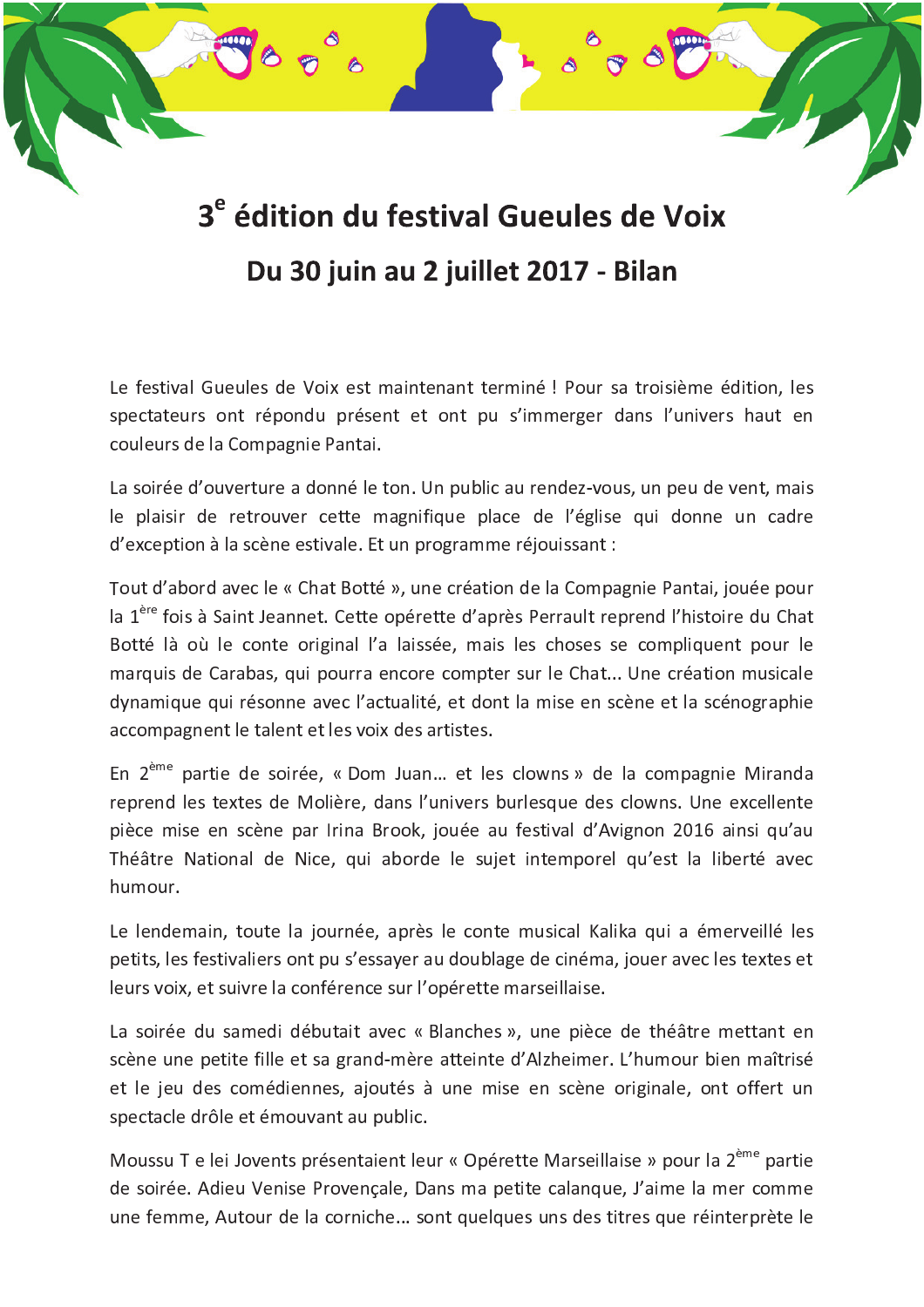# 3e édition du festival Gueules de Voix

## Du 30 juin au 2 juillet 2017 - Bilan

Le festival Gueules de Voix est maintenant terminé ! Pour sa troisième édition, les spectateurs ont répondu présent et ont pu s'immerger dans l'univers haut en couleurs de la Compagnie Pantai.

La soirée d'ouverture a donné le ton. Un public au rendez-vous, un peu de vent, mais le plaisir de retrouver cette magnifique place de l'église qui donne un cadre d'exception à la scène estivale. Et un programme réjouissant :

Tout d'abord avec le « Chat Botté », une création de la Compagnie Pantai, jouée pour la 1ère fois à Saint Jeannet. Cette opérette d'après Perrault reprend l'histoire du Chat Botté là où le conte original l'a laissée, mais les choses se compliquent pour le marquis de Carabas, qui pourra encore compter sur le Chat... Une création musicale dynamique qui résonne avec l'actualité, et dont la mise en scène et la scénographie accompagnent le talent et les voix des artistes.

En 2ème partie de soirée, « Dom Juan… et les clowns » de la compagnie Miranda reprend les textes de Molière, dans l'univers burlesque des clowns. Une excellente pièce mise en scène par Irina Brook, jouée au festival d'Avignon 2016 ainsi qu'au Théâtre National de Nice, qui aborde le sujet intemporel qu'est la liberté avec humour.

Le lendemain, toute la journée, après le conte musical Kalika qui a émerveillé les petits, les festivaliers ont pu s'essayer au doublage de cinéma, jouer avec les textes et leurs voix, et suivre la conférence sur l'opérette marseillaise.

La soirée du samedi débutait avec « Blanches », une pièce de théâtre mettant en scène une petite fille et sa grand-mère atteinte d'Alzheimer. L'humour bien maîtrisé et le jeu des comédiennes, ajoutés à une mise en scène originale, ont offert un spectacle drôle et émouvant au public.

Moussu T e lei Jovents présentaient leur « Opérette Marseillaise » pour la 2ème partie de soirée. Adieu Venise Provençale, Dans ma petite calanque, J'aime la mer comme une femme, Autour de la corniche… sont quelques uns des titres que réinterprète le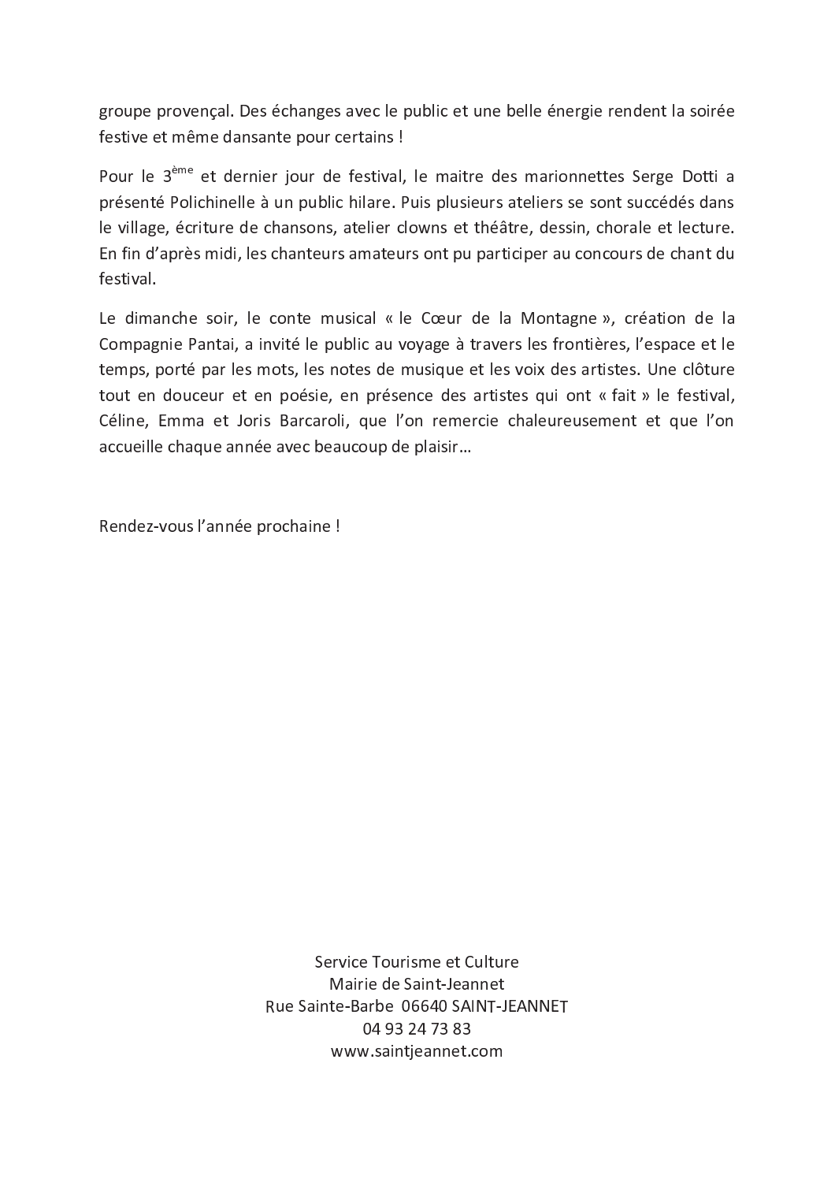groupe provençal. Des échanges avec le public et une belle énergie rendent la soirée festive et même dansante pour certains !

Pour le 3ème et dernier jour de festival, le maitre des marionnettes Serge Dotti a présenté Polichinelle à un public hilare. Puis plusieurs ateliers se sont succédés dans le village, écriture de chansons, atelier clowns et théâtre, dessin, chorale et lecture. En fin d'après midi, les chanteurs amateurs ont pu participer au concours de chant du festival.

Le dimanche soir, le conte musical « le Cœur de la Montagne », création de la Compagnie Pantai, a invité le public au voyage à travers les frontières, l'espace et le temps, porté par les mots, les notes de musique et les voix des artistes. Une clôture tout en douceur et en poésie, en présence des artistes qui ont « fait » le festival, Céline, Emma et Joris Barcaroli, que l'on remercie chaleureusement et que l'on accueille chaque année avec beaucoup de plaisir…

Rendez-vous l'année prochaine !

Service Tourisme et Culture
Mairie de Saint-Jeannet
Rue Sainte-Barbe 06640 SAINT-JEANNET
04 93 24 73 83
www.saintjeannet.com